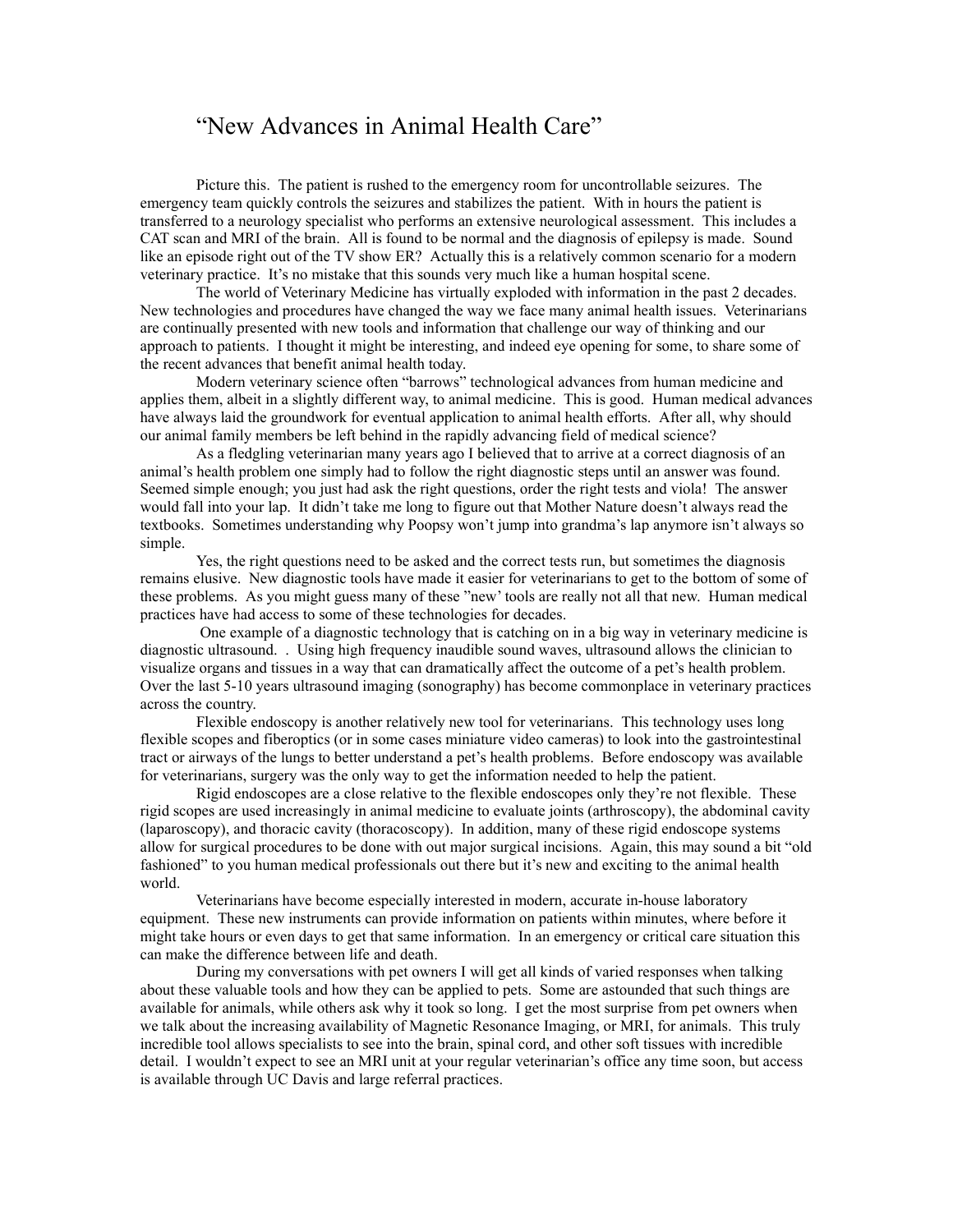# “New Advances in Animal Health Care”

Picture this. The patient is rushed to the emergency room for uncontrollable seizures. The emergency team quickly controls the seizures and stabilizes the patient. With in hours the patient is transferred to a neurology specialist who performs an extensive neurological assessment. This includes a CAT scan and MRI of the brain. All is found to be normal and the diagnosis of epilepsy is made. Sound like an episode right out of the TV show ER? Actually this is a relatively common scenario for a modern veterinary practice. It’s no mistake that this sounds very much like a human hospital scene.

The world of Veterinary Medicine has virtually exploded with information in the past 2 decades. New technologies and procedures have changed the way we face many animal health issues. Veterinarians are continually presented with new tools and information that challenge our way of thinking and our approach to patients. I thought it might be interesting, and indeed eye opening for some, to share some of the recent advances that benefit animal health today.

Modern veterinary science often “barrows” technological advances from human medicine and applies them, albeit in a slightly different way, to animal medicine. This is good. Human medical advances have always laid the groundwork for eventual application to animal health efforts. After all, why should our animal family members be left behind in the rapidly advancing field of medical science?

As a fledgling veterinarian many years ago I believed that to arrive at a correct diagnosis of an animal’s health problem one simply had to follow the right diagnostic steps until an answer was found. Seemed simple enough; you just had ask the right questions, order the right tests and viola! The answer would fall into your lap. It didn’t take me long to figure out that Mother Nature doesn’t always read the textbooks. Sometimes understanding why Poopsy won’t jump into grandma’s lap anymore isn’t always so simple.

Yes, the right questions need to be asked and the correct tests run, but sometimes the diagnosis remains elusive. New diagnostic tools have made it easier for veterinarians to get to the bottom of some of these problems. As you might guess many of these ”new’ tools are really not all that new. Human medical practices have had access to some of these technologies for decades.

One example of a diagnostic technology that is catching on in a big way in veterinary medicine is diagnostic ultrasound. . Using high frequency inaudible sound waves, ultrasound allows the clinician to visualize organs and tissues in a way that can dramatically affect the outcome of a pet’s health problem. Over the last 5-10 years ultrasound imaging (sonography) has become commonplace in veterinary practices across the country.

Flexible endoscopy is another relatively new tool for veterinarians. This technology uses long flexible scopes and fiberoptics (or in some cases miniature video cameras) to look into the gastrointestinal tract or airways of the lungs to better understand a pet’s health problems. Before endoscopy was available for veterinarians, surgery was the only way to get the information needed to help the patient.

Rigid endoscopes are a close relative to the flexible endoscopes only they’re not flexible. These rigid scopes are used increasingly in animal medicine to evaluate joints (arthroscopy), the abdominal cavity (laparoscopy), and thoracic cavity (thoracoscopy). In addition, many of these rigid endoscope systems allow for surgical procedures to be done with out major surgical incisions. Again, this may sound a bit “old fashioned” to you human medical professionals out there but it’s new and exciting to the animal health world.

Veterinarians have become especially interested in modern, accurate in-house laboratory equipment. These new instruments can provide information on patients within minutes, where before it might take hours or even days to get that same information. In an emergency or critical care situation this can make the difference between life and death.

During my conversations with pet owners I will get all kinds of varied responses when talking about these valuable tools and how they can be applied to pets. Some are astounded that such things are available for animals, while others ask why it took so long. I get the most surprise from pet owners when we talk about the increasing availability of Magnetic Resonance Imaging, or MRI, for animals. This truly incredible tool allows specialists to see into the brain, spinal cord, and other soft tissues with incredible detail. I wouldn’t expect to see an MRI unit at your regular veterinarian’s office any time soon, but access is available through UC Davis and large referral practices.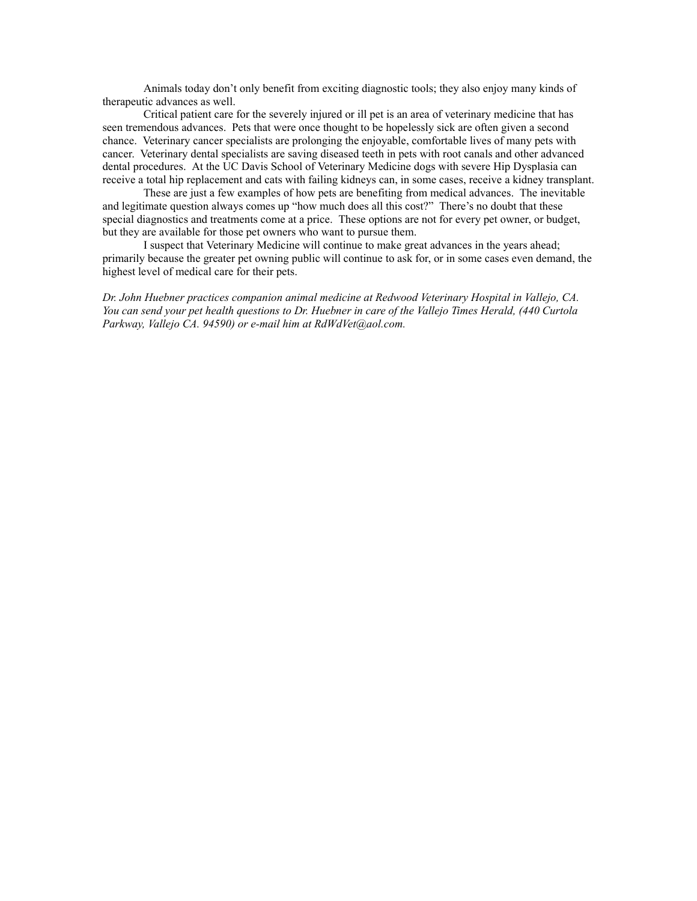Animals today don’t only benefit from exciting diagnostic tools; they also enjoy many kinds of therapeutic advances as well.

Critical patient care for the severely injured or ill pet is an area of veterinary medicine that has seen tremendous advances. Pets that were once thought to be hopelessly sick are often given a second chance. Veterinary cancer specialists are prolonging the enjoyable, comfortable lives of many pets with cancer. Veterinary dental specialists are saving diseased teeth in pets with root canals and other advanced dental procedures. At the UC Davis School of Veterinary Medicine dogs with severe Hip Dysplasia can receive a total hip replacement and cats with failing kidneys can, in some cases, receive a kidney transplant.

These are just a few examples of how pets are benefiting from medical advances. The inevitable and legitimate question always comes up “how much does all this cost?” There’s no doubt that these special diagnostics and treatments come at a price. These options are not for every pet owner, or budget, but they are available for those pet owners who want to pursue them.

I suspect that Veterinary Medicine will continue to make great advances in the years ahead; primarily because the greater pet owning public will continue to ask for, or in some cases even demand, the highest level of medical care for their pets.

*Dr. John Huebner practices companion animal medicine at Redwood Veterinary Hospital in Vallejo, CA. You can send your pet health questions to Dr. Huebner in care of the Vallejo Times Herald, (440 Curtola Parkway, Vallejo CA. 94590) or e-mail him at RdWdVet@aol.com.*